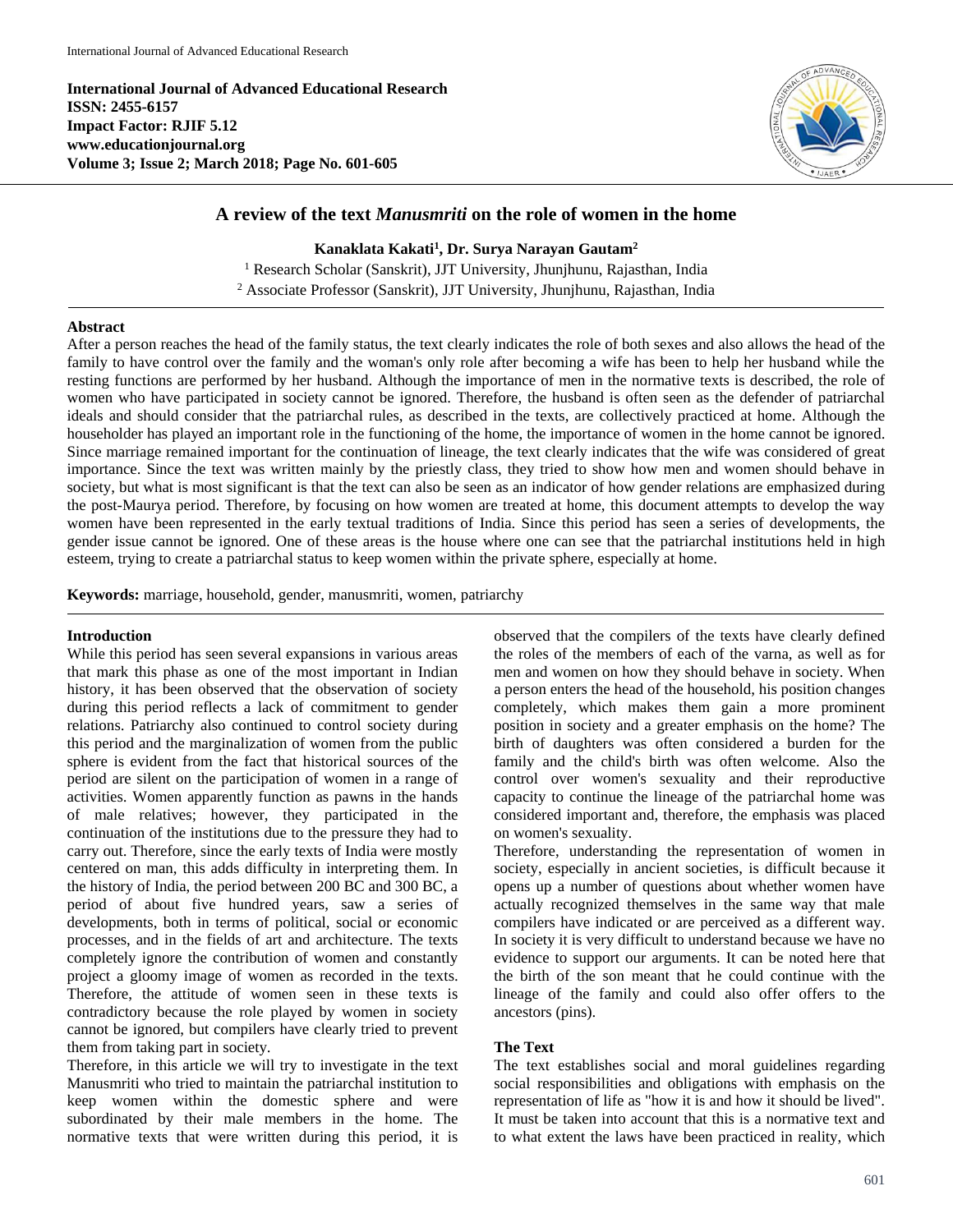International Journal of Advanced Educational Research
ISSN: 2455-6157
Impact Factor: RJIF 5.12
www.educationjournal.org
Volume 3; Issue 2; March 2018; Page No. 601-605

# A review of the text *Manusmriti* on the role of women in the home

**Kanaklata Kakati[1], Dr. Surya Narayan Gautam[2]**

[1] Research Scholar (Sanskrit), JJT University, Jhunjhunu, Rajasthan, India
[2] Associate Professor (Sanskrit), JJT University, Jhunjhunu, Rajasthan, India

## Abstract

After a person reaches the head of the family status, the text clearly indicates the role of both sexes and also allows the head of the family to have control over the family and the woman's only role after becoming a wife has been to help her husband while the resting functions are performed by her husband. Although the importance of men in the normative texts is described, the role of women who have participated in society cannot be ignored. Therefore, the husband is often seen as the defender of patriarchal ideals and should consider that the patriarchal rules, as described in the texts, are collectively practiced at home. Although the householder has played an important role in the functioning of the home, the importance of women in the home cannot be ignored. Since marriage remained important for the continuation of lineage, the text clearly indicates that the wife was considered of great importance. Since the text was written mainly by the priestly class, they tried to show how men and women should behave in society, but what is most significant is that the text can also be seen as an indicator of how gender relations are emphasized during the post-Maurya period. Therefore, by focusing on how women are treated at home, this document attempts to develop the way women have been represented in the early textual traditions of India. Since this period has seen a series of developments, the gender issue cannot be ignored. One of these areas is the house where one can see that the patriarchal institutions held in high esteem, trying to create a patriarchal status to keep women within the private sphere, especially at home.

**Keywords:** marriage, household, gender, manusmriti, women, patriarchy

## Introduction

While this period has seen several expansions in various areas that mark this phase as one of the most important in Indian history, it has been observed that the observation of society during this period reflects a lack of commitment to gender relations. Patriarchy also continued to control society during this period and the marginalization of women from the public sphere is evident from the fact that historical sources of the period are silent on the participation of women in a range of activities. Women apparently function as pawns in the hands of male relatives; however, they participated in the continuation of the institutions due to the pressure they had to carry out. Therefore, since the early texts of India were mostly centered on man, this adds difficulty in interpreting them. In the history of India, the period between 200 BC and 300 BC, a period of about five hundred years, saw a series of developments, both in terms of political, social or economic processes, and in the fields of art and architecture. The texts completely ignore the contribution of women and constantly project a gloomy image of women as recorded in the texts. Therefore, the attitude of women seen in these texts is contradictory because the role played by women in society cannot be ignored, but compilers have clearly tried to prevent them from taking part in society.

Therefore, in this article we will try to investigate in the text Manusmriti who tried to maintain the patriarchal institution to keep women within the domestic sphere and were subordinated by their male members in the home. The normative texts that were written during this period, it is observed that the compilers of the texts have clearly defined the roles of the members of each of the varna, as well as for men and women on how they should behave in society. When a person enters the head of the household, his position changes completely, which makes them gain a more prominent position in society and a greater emphasis on the home? The birth of daughters was often considered a burden for the family and the child's birth was often welcome. Also the control over women's sexuality and their reproductive capacity to continue the lineage of the patriarchal home was considered important and, therefore, the emphasis was placed on women's sexuality.

Therefore, understanding the representation of women in society, especially in ancient societies, is difficult because it opens up a number of questions about whether women have actually recognized themselves in the same way that male compilers have indicated or are perceived as a different way. In society it is very difficult to understand because we have no evidence to support our arguments. It can be noted here that the birth of the son meant that he could continue with the lineage of the family and could also offer offers to the ancestors (pins).

## The Text

The text establishes social and moral guidelines regarding social responsibilities and obligations with emphasis on the representation of life as "how it is and how it should be lived". It must be taken into account that this is a normative text and to what extent the laws have been practiced in reality, which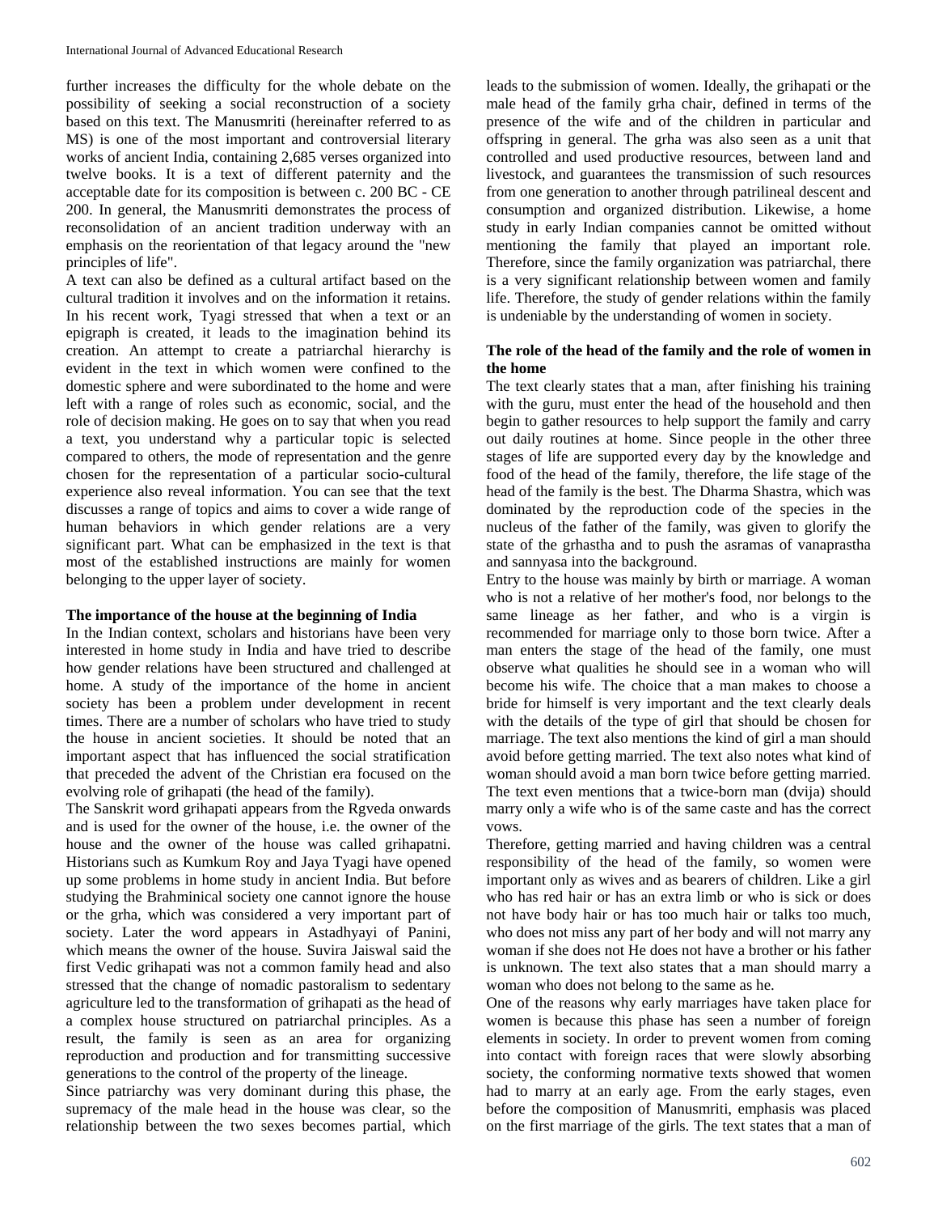further increases the difficulty for the whole debate on the possibility of seeking a social reconstruction of a society based on this text. The Manusmriti (hereinafter referred to as MS) is one of the most important and controversial literary works of ancient India, containing 2,685 verses organized into twelve books. It is a text of different paternity and the acceptable date for its composition is between c. 200 BC - CE 200. In general, the Manusmriti demonstrates the process of reconsolidation of an ancient tradition underway with an emphasis on the reorientation of that legacy around the "new principles of life".

A text can also be defined as a cultural artifact based on the cultural tradition it involves and on the information it retains. In his recent work, Tyagi stressed that when a text or an epigraph is created, it leads to the imagination behind its creation. An attempt to create a patriarchal hierarchy is evident in the text in which women were confined to the domestic sphere and were subordinated to the home and were left with a range of roles such as economic, social, and the role of decision making. He goes on to say that when you read a text, you understand why a particular topic is selected compared to others, the mode of representation and the genre chosen for the representation of a particular socio-cultural experience also reveal information. You can see that the text discusses a range of topics and aims to cover a wide range of human behaviors in which gender relations are a very significant part. What can be emphasized in the text is that most of the established instructions are mainly for women belonging to the upper layer of society.

**The importance of the house at the beginning of India**

In the Indian context, scholars and historians have been very interested in home study in India and have tried to describe how gender relations have been structured and challenged at home. A study of the importance of the home in ancient society has been a problem under development in recent times. There are a number of scholars who have tried to study the house in ancient societies. It should be noted that an important aspect that has influenced the social stratification that preceded the advent of the Christian era focused on the evolving role of grihapati (the head of the family).

The Sanskrit word grihapati appears from the Rgveda onwards and is used for the owner of the house, i.e. the owner of the house and the owner of the house was called grihapatni. Historians such as Kumkum Roy and Jaya Tyagi have opened up some problems in home study in ancient India. But before studying the Brahminical society one cannot ignore the house or the grha, which was considered a very important part of society. Later the word appears in Astadhyayi of Panini, which means the owner of the house. Suvira Jaiswal said the first Vedic grihapati was not a common family head and also stressed that the change of nomadic pastoralism to sedentary agriculture led to the transformation of grihapati as the head of a complex house structured on patriarchal principles. As a result, the family is seen as an area for organizing reproduction and production and for transmitting successive generations to the control of the property of the lineage.

Since patriarchy was very dominant during this phase, the supremacy of the male head in the house was clear, so the relationship between the two sexes becomes partial, which leads to the submission of women. Ideally, the grihapati or the male head of the family grha chair, defined in terms of the presence of the wife and of the children in particular and offspring in general. The grha was also seen as a unit that controlled and used productive resources, between land and livestock, and guarantees the transmission of such resources from one generation to another through patrilineal descent and consumption and organized distribution. Likewise, a home study in early Indian companies cannot be omitted without mentioning the family that played an important role. Therefore, since the family organization was patriarchal, there is a very significant relationship between women and family life. Therefore, the study of gender relations within the family is undeniable by the understanding of women in society.

**The role of the head of the family and the role of women in the home**

The text clearly states that a man, after finishing his training with the guru, must enter the head of the household and then begin to gather resources to help support the family and carry out daily routines at home. Since people in the other three stages of life are supported every day by the knowledge and food of the head of the family, therefore, the life stage of the head of the family is the best. The Dharma Shastra, which was dominated by the reproduction code of the species in the nucleus of the father of the family, was given to glorify the state of the grhastha and to push the asramas of vanaprastha and sannyasa into the background.

Entry to the house was mainly by birth or marriage. A woman who is not a relative of her mother's food, nor belongs to the same lineage as her father, and who is a virgin is recommended for marriage only to those born twice. After a man enters the stage of the head of the family, one must observe what qualities he should see in a woman who will become his wife. The choice that a man makes to choose a bride for himself is very important and the text clearly deals with the details of the type of girl that should be chosen for marriage. The text also mentions the kind of girl a man should avoid before getting married. The text also notes what kind of woman should avoid a man born twice before getting married. The text even mentions that a twice-born man (dvija) should marry only a wife who is of the same caste and has the correct vows.

Therefore, getting married and having children was a central responsibility of the head of the family, so women were important only as wives and as bearers of children. Like a girl who has red hair or has an extra limb or who is sick or does not have body hair or has too much hair or talks too much, who does not miss any part of her body and will not marry any woman if she does not He does not have a brother or his father is unknown. The text also states that a man should marry a woman who does not belong to the same as he.

One of the reasons why early marriages have taken place for women is because this phase has seen a number of foreign elements in society. In order to prevent women from coming into contact with foreign races that were slowly absorbing society, the conforming normative texts showed that women had to marry at an early age. From the early stages, even before the composition of Manusmriti, emphasis was placed on the first marriage of the girls. The text states that a man of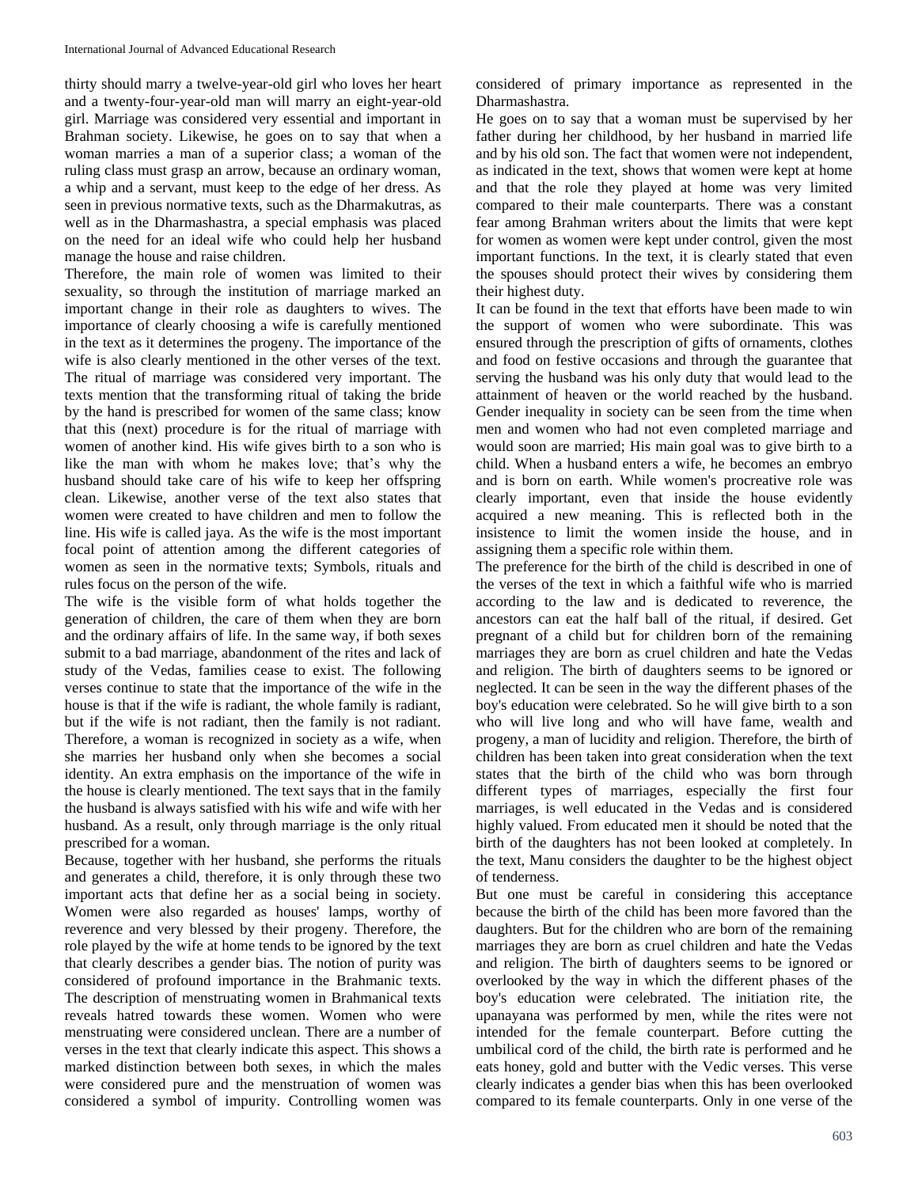thirty should marry a twelve-year-old girl who loves her heart and a twenty-four-year-old man will marry an eight-year-old girl. Marriage was considered very essential and important in Brahman society. Likewise, he goes on to say that when a woman marries a man of a superior class; a woman of the ruling class must grasp an arrow, because an ordinary woman, a whip and a servant, must keep to the edge of her dress. As seen in previous normative texts, such as the Dharmakutras, as well as in the Dharmashastra, a special emphasis was placed on the need for an ideal wife who could help her husband manage the house and raise children.

Therefore, the main role of women was limited to their sexuality, so through the institution of marriage marked an important change in their role as daughters to wives. The importance of clearly choosing a wife is carefully mentioned in the text as it determines the progeny. The importance of the wife is also clearly mentioned in the other verses of the text. The ritual of marriage was considered very important. The texts mention that the transforming ritual of taking the bride by the hand is prescribed for women of the same class; know that this (next) procedure is for the ritual of marriage with women of another kind. His wife gives birth to a son who is like the man with whom he makes love; that's why the husband should take care of his wife to keep her offspring clean. Likewise, another verse of the text also states that women were created to have children and men to follow the line. His wife is called jaya. As the wife is the most important focal point of attention among the different categories of women as seen in the normative texts; Symbols, rituals and rules focus on the person of the wife.

The wife is the visible form of what holds together the generation of children, the care of them when they are born and the ordinary affairs of life. In the same way, if both sexes submit to a bad marriage, abandonment of the rites and lack of study of the Vedas, families cease to exist. The following verses continue to state that the importance of the wife in the house is that if the wife is radiant, the whole family is radiant, but if the wife is not radiant, then the family is not radiant. Therefore, a woman is recognized in society as a wife, when she marries her husband only when she becomes a social identity. An extra emphasis on the importance of the wife in the house is clearly mentioned. The text says that in the family the husband is always satisfied with his wife and wife with her husband. As a result, only through marriage is the only ritual prescribed for a woman.

Because, together with her husband, she performs the rituals and generates a child, therefore, it is only through these two important acts that define her as a social being in society. Women were also regarded as houses' lamps, worthy of reverence and very blessed by their progeny. Therefore, the role played by the wife at home tends to be ignored by the text that clearly describes a gender bias. The notion of purity was considered of profound importance in the Brahmanic texts. The description of menstruating women in Brahmanical texts reveals hatred towards these women. Women who were menstruating were considered unclean. There are a number of verses in the text that clearly indicate this aspect. This shows a marked distinction between both sexes, in which the males were considered pure and the menstruation of women was considered a symbol of impurity. Controlling women was considered of primary importance as represented in the Dharmashastra.

He goes on to say that a woman must be supervised by her father during her childhood, by her husband in married life and by his old son. The fact that women were not independent, as indicated in the text, shows that women were kept at home and that the role they played at home was very limited compared to their male counterparts. There was a constant fear among Brahman writers about the limits that were kept for women as women were kept under control, given the most important functions. In the text, it is clearly stated that even the spouses should protect their wives by considering them their highest duty.

It can be found in the text that efforts have been made to win the support of women who were subordinate. This was ensured through the prescription of gifts of ornaments, clothes and food on festive occasions and through the guarantee that serving the husband was his only duty that would lead to the attainment of heaven or the world reached by the husband. Gender inequality in society can be seen from the time when men and women who had not even completed marriage and would soon are married; His main goal was to give birth to a child. When a husband enters a wife, he becomes an embryo and is born on earth. While women's procreative role was clearly important, even that inside the house evidently acquired a new meaning. This is reflected both in the insistence to limit the women inside the house, and in assigning them a specific role within them.

The preference for the birth of the child is described in one of the verses of the text in which a faithful wife who is married according to the law and is dedicated to reverence, the ancestors can eat the half ball of the ritual, if desired. Get pregnant of a child but for children born of the remaining marriages they are born as cruel children and hate the Vedas and religion. The birth of daughters seems to be ignored or neglected. It can be seen in the way the different phases of the boy's education were celebrated. So he will give birth to a son who will live long and who will have fame, wealth and progeny, a man of lucidity and religion. Therefore, the birth of children has been taken into great consideration when the text states that the birth of the child who was born through different types of marriages, especially the first four marriages, is well educated in the Vedas and is considered highly valued. From educated men it should be noted that the birth of the daughters has not been looked at completely. In the text, Manu considers the daughter to be the highest object of tenderness.

But one must be careful in considering this acceptance because the birth of the child has been more favored than the daughters. But for the children who are born of the remaining marriages they are born as cruel children and hate the Vedas and religion. The birth of daughters seems to be ignored or overlooked by the way in which the different phases of the boy's education were celebrated. The initiation rite, the upanayana was performed by men, while the rites were not intended for the female counterpart. Before cutting the umbilical cord of the child, the birth rate is performed and he eats honey, gold and butter with the Vedic verses. This verse clearly indicates a gender bias when this has been overlooked compared to its female counterparts. Only in one verse of the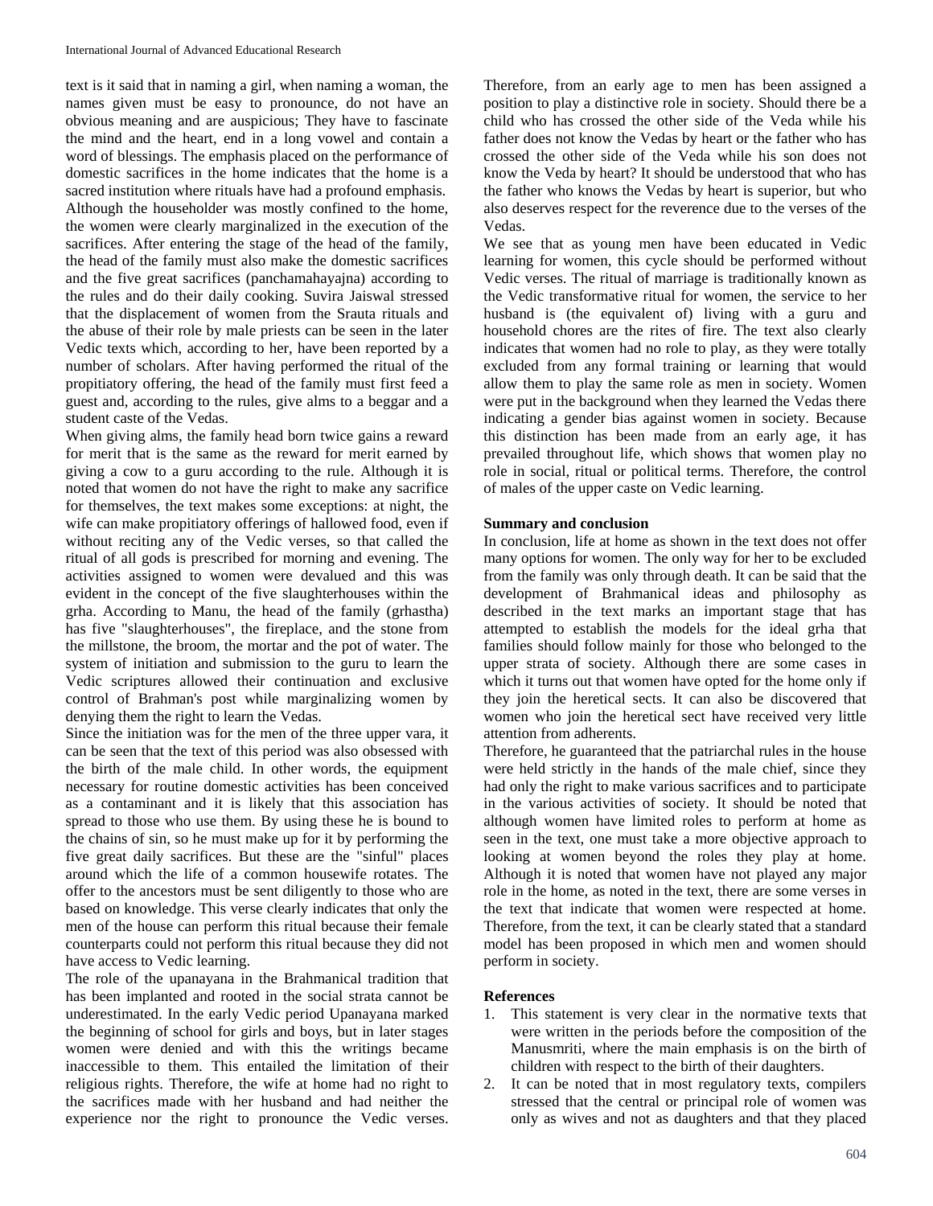text is it said that in naming a girl, when naming a woman, the names given must be easy to pronounce, do not have an obvious meaning and are auspicious; They have to fascinate the mind and the heart, end in a long vowel and contain a word of blessings. The emphasis placed on the performance of domestic sacrifices in the home indicates that the home is a sacred institution where rituals have had a profound emphasis.

Although the householder was mostly confined to the home, the women were clearly marginalized in the execution of the sacrifices. After entering the stage of the head of the family, the head of the family must also make the domestic sacrifices and the five great sacrifices (panchamahayajna) according to the rules and do their daily cooking. Suvira Jaiswal stressed that the displacement of women from the Srauta rituals and the abuse of their role by male priests can be seen in the later Vedic texts which, according to her, have been reported by a number of scholars. After having performed the ritual of the propitiatory offering, the head of the family must first feed a guest and, according to the rules, give alms to a beggar and a student caste of the Vedas.

When giving alms, the family head born twice gains a reward for merit that is the same as the reward for merit earned by giving a cow to a guru according to the rule. Although it is noted that women do not have the right to make any sacrifice for themselves, the text makes some exceptions: at night, the wife can make propitiatory offerings of hallowed food, even if without reciting any of the Vedic verses, so that called the ritual of all gods is prescribed for morning and evening. The activities assigned to women were devalued and this was evident in the concept of the five slaughterhouses within the grha. According to Manu, the head of the family (grhastha) has five "slaughterhouses", the fireplace, and the stone from the millstone, the broom, the mortar and the pot of water. The system of initiation and submission to the guru to learn the Vedic scriptures allowed their continuation and exclusive control of Brahman's post while marginalizing women by denying them the right to learn the Vedas.

Since the initiation was for the men of the three upper vara, it can be seen that the text of this period was also obsessed with the birth of the male child. In other words, the equipment necessary for routine domestic activities has been conceived as a contaminant and it is likely that this association has spread to those who use them. By using these he is bound to the chains of sin, so he must make up for it by performing the five great daily sacrifices. But these are the "sinful" places around which the life of a common housewife rotates. The offer to the ancestors must be sent diligently to those who are based on knowledge. This verse clearly indicates that only the men of the house can perform this ritual because their female counterparts could not perform this ritual because they did not have access to Vedic learning.

The role of the upanayana in the Brahmanical tradition that has been implanted and rooted in the social strata cannot be underestimated. In the early Vedic period Upanayana marked the beginning of school for girls and boys, but in later stages women were denied and with this the writings became inaccessible to them. This entailed the limitation of their religious rights. Therefore, the wife at home had no right to the sacrifices made with her husband and had neither the experience nor the right to pronounce the Vedic verses. Therefore, from an early age to men has been assigned a position to play a distinctive role in society. Should there be a child who has crossed the other side of the Veda while his father does not know the Vedas by heart or the father who has crossed the other side of the Veda while his son does not know the Veda by heart? It should be understood that who has the father who knows the Vedas by heart is superior, but who also deserves respect for the reverence due to the verses of the Vedas.

We see that as young men have been educated in Vedic learning for women, this cycle should be performed without Vedic verses. The ritual of marriage is traditionally known as the Vedic transformative ritual for women, the service to her husband is (the equivalent of) living with a guru and household chores are the rites of fire. The text also clearly indicates that women had no role to play, as they were totally excluded from any formal training or learning that would allow them to play the same role as men in society. Women were put in the background when they learned the Vedas there indicating a gender bias against women in society. Because this distinction has been made from an early age, it has prevailed throughout life, which shows that women play no role in social, ritual or political terms. Therefore, the control of males of the upper caste on Vedic learning.

**Summary and conclusion**

In conclusion, life at home as shown in the text does not offer many options for women. The only way for her to be excluded from the family was only through death. It can be said that the development of Brahmanical ideas and philosophy as described in the text marks an important stage that has attempted to establish the models for the ideal grha that families should follow mainly for those who belonged to the upper strata of society. Although there are some cases in which it turns out that women have opted for the home only if they join the heretical sects. It can also be discovered that women who join the heretical sect have received very little attention from adherents.

Therefore, he guaranteed that the patriarchal rules in the house were held strictly in the hands of the male chief, since they had only the right to make various sacrifices and to participate in the various activities of society. It should be noted that although women have limited roles to perform at home as seen in the text, one must take a more objective approach to looking at women beyond the roles they play at home. Although it is noted that women have not played any major role in the home, as noted in the text, there are some verses in the text that indicate that women were respected at home. Therefore, from the text, it can be clearly stated that a standard model has been proposed in which men and women should perform in society.

**References**

1. This statement is very clear in the normative texts that were written in the periods before the composition of the Manusmriti, where the main emphasis is on the birth of children with respect to the birth of their daughters.
2. It can be noted that in most regulatory texts, compilers stressed that the central or principal role of women was only as wives and not as daughters and that they placed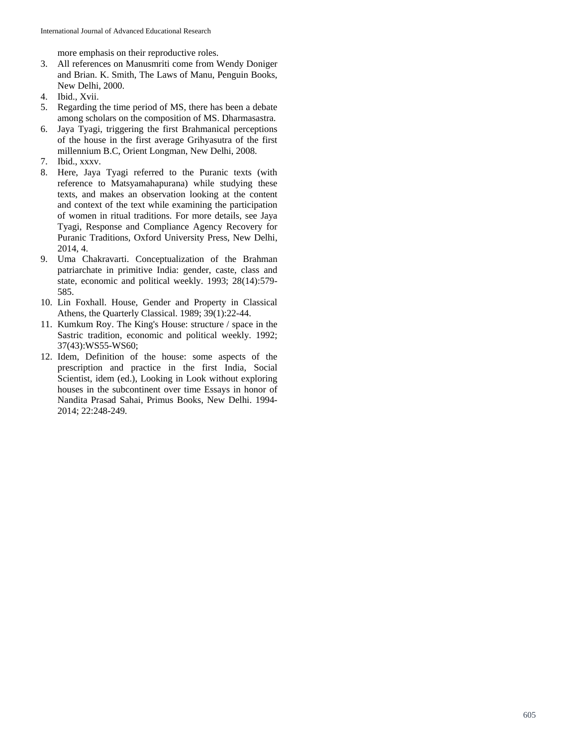more emphasis on their reproductive roles.

3. All references on Manusmriti come from Wendy Doniger and Brian. K. Smith, The Laws of Manu, Penguin Books, New Delhi, 2000.
4. Ibid., Xvii.
5. Regarding the time period of MS, there has been a debate among scholars on the composition of MS. Dharmasastra.
6. Jaya Tyagi, triggering the first Brahmanical perceptions of the house in the first average Grihyasutra of the first millennium B.C, Orient Longman, New Delhi, 2008.
7. Ibid., xxxv.
8. Here, Jaya Tyagi referred to the Puranic texts (with reference to Matsyamahapurana) while studying these texts, and makes an observation looking at the content and context of the text while examining the participation of women in ritual traditions. For more details, see Jaya Tyagi, Response and Compliance Agency Recovery for Puranic Traditions, Oxford University Press, New Delhi, 2014, 4.
9. Uma Chakravarti. Conceptualization of the Brahman patriarchate in primitive India: gender, caste, class and state, economic and political weekly. 1993; 28(14):579-585.
10. Lin Foxhall. House, Gender and Property in Classical Athens, the Quarterly Classical. 1989; 39(1):22-44.
11. Kumkum Roy. The King's House: structure / space in the Sastric tradition, economic and political weekly. 1992; 37(43):WS55-WS60;
12. Idem, Definition of the house: some aspects of the prescription and practice in the first India, Social Scientist, idem (ed.), Looking in Look without exploring houses in the subcontinent over time Essays in honor of Nandita Prasad Sahai, Primus Books, New Delhi. 1994-2014; 22:248-249.